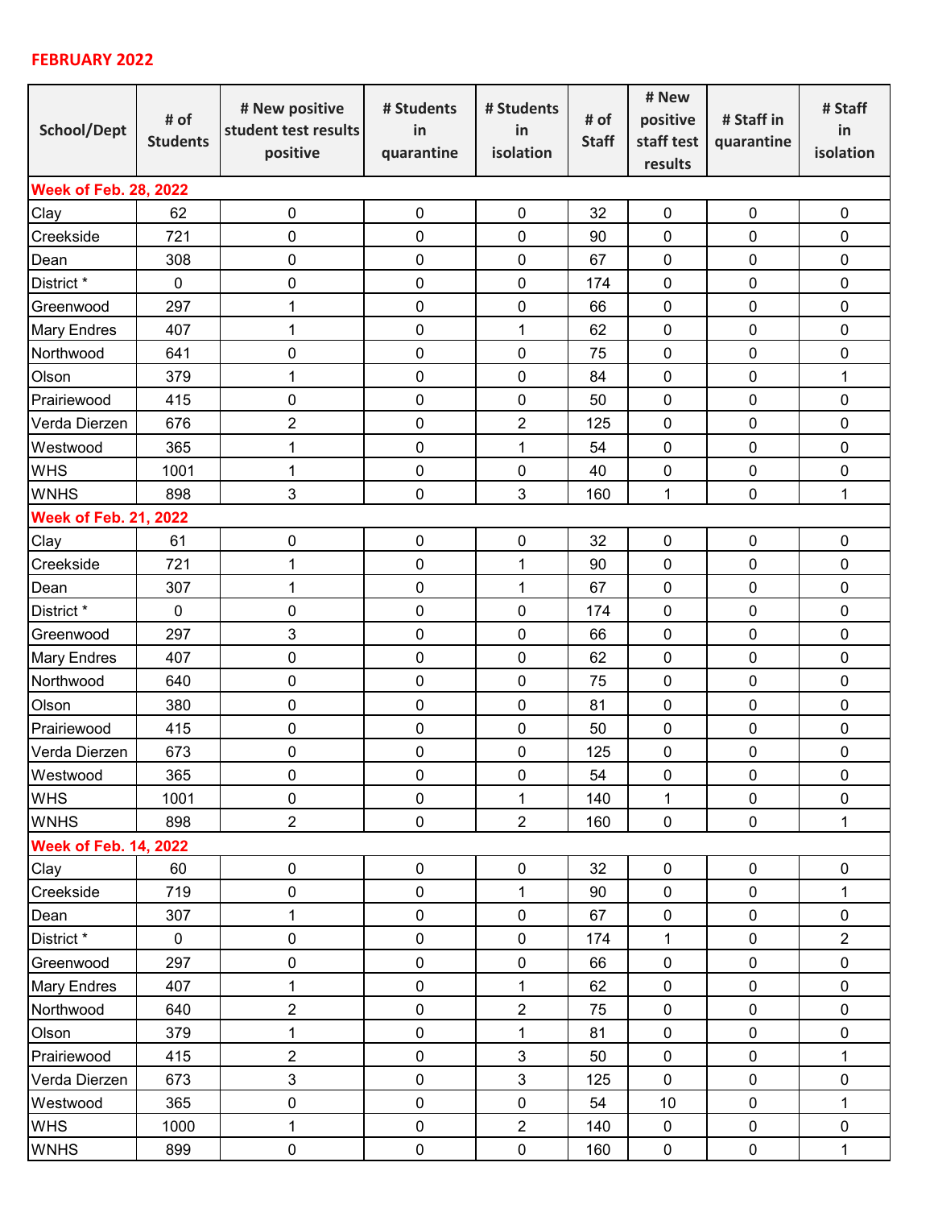**FEBRUARY 2022**

| School/Dept | # of Students | # New positive student test results positive | # Students in quarantine | # Students in isolation | # of Staff | # New positive staff test results | # Staff in quarantine | # Staff in isolation |
|---|---|---|---|---|---|---|---|---|
| **Week of Feb. 28, 2022** | | | | | | | | |
| Clay | 62 | 0 | 0 | 0 | 32 | 0 | 0 | 0 |
| Creekside | 721 | 0 | 0 | 0 | 90 | 0 | 0 | 0 |
| Dean | 308 | 0 | 0 | 0 | 67 | 0 | 0 | 0 |
| District * | 0 | 0 | 0 | 0 | 174 | 0 | 0 | 0 |
| Greenwood | 297 | 1 | 0 | 0 | 66 | 0 | 0 | 0 |
| Mary Endres | 407 | 1 | 0 | 1 | 62 | 0 | 0 | 0 |
| Northwood | 641 | 0 | 0 | 0 | 75 | 0 | 0 | 0 |
| Olson | 379 | 1 | 0 | 0 | 84 | 0 | 0 | 1 |
| Prairiewood | 415 | 0 | 0 | 0 | 50 | 0 | 0 | 0 |
| Verda Dierzen | 676 | 2 | 0 | 2 | 125 | 0 | 0 | 0 |
| Westwood | 365 | 1 | 0 | 1 | 54 | 0 | 0 | 0 |
| WHS | 1001 | 1 | 0 | 0 | 40 | 0 | 0 | 0 |
| WNHS | 898 | 3 | 0 | 3 | 160 | 1 | 0 | 1 |
| **Week of Feb. 21, 2022** | | | | | | | | |
| Clay | 61 | 0 | 0 | 0 | 32 | 0 | 0 | 0 |
| Creekside | 721 | 1 | 0 | 1 | 90 | 0 | 0 | 0 |
| Dean | 307 | 1 | 0 | 1 | 67 | 0 | 0 | 0 |
| District * | 0 | 0 | 0 | 0 | 174 | 0 | 0 | 0 |
| Greenwood | 297 | 3 | 0 | 0 | 66 | 0 | 0 | 0 |
| Mary Endres | 407 | 0 | 0 | 0 | 62 | 0 | 0 | 0 |
| Northwood | 640 | 0 | 0 | 0 | 75 | 0 | 0 | 0 |
| Olson | 380 | 0 | 0 | 0 | 81 | 0 | 0 | 0 |
| Prairiewood | 415 | 0 | 0 | 0 | 50 | 0 | 0 | 0 |
| Verda Dierzen | 673 | 0 | 0 | 0 | 125 | 0 | 0 | 0 |
| Westwood | 365 | 0 | 0 | 0 | 54 | 0 | 0 | 0 |
| WHS | 1001 | 0 | 0 | 1 | 140 | 1 | 0 | 0 |
| WNHS | 898 | 2 | 0 | 2 | 160 | 0 | 0 | 1 |
| **Week of Feb. 14, 2022** | | | | | | | | |
| Clay | 60 | 0 | 0 | 0 | 32 | 0 | 0 | 0 |
| Creekside | 719 | 0 | 0 | 1 | 90 | 0 | 0 | 1 |
| Dean | 307 | 1 | 0 | 0 | 67 | 0 | 0 | 0 |
| District * | 0 | 0 | 0 | 0 | 174 | 1 | 0 | 2 |
| Greenwood | 297 | 0 | 0 | 0 | 66 | 0 | 0 | 0 |
| Mary Endres | 407 | 1 | 0 | 1 | 62 | 0 | 0 | 0 |
| Northwood | 640 | 2 | 0 | 2 | 75 | 0 | 0 | 0 |
| Olson | 379 | 1 | 0 | 1 | 81 | 0 | 0 | 0 |
| Prairiewood | 415 | 2 | 0 | 3 | 50 | 0 | 0 | 1 |
| Verda Dierzen | 673 | 3 | 0 | 3 | 125 | 0 | 0 | 0 |
| Westwood | 365 | 0 | 0 | 0 | 54 | 10 | 0 | 1 |
| WHS | 1000 | 1 | 0 | 2 | 140 | 0 | 0 | 0 |
| WNHS | 899 | 0 | 0 | 0 | 160 | 0 | 0 | 1 |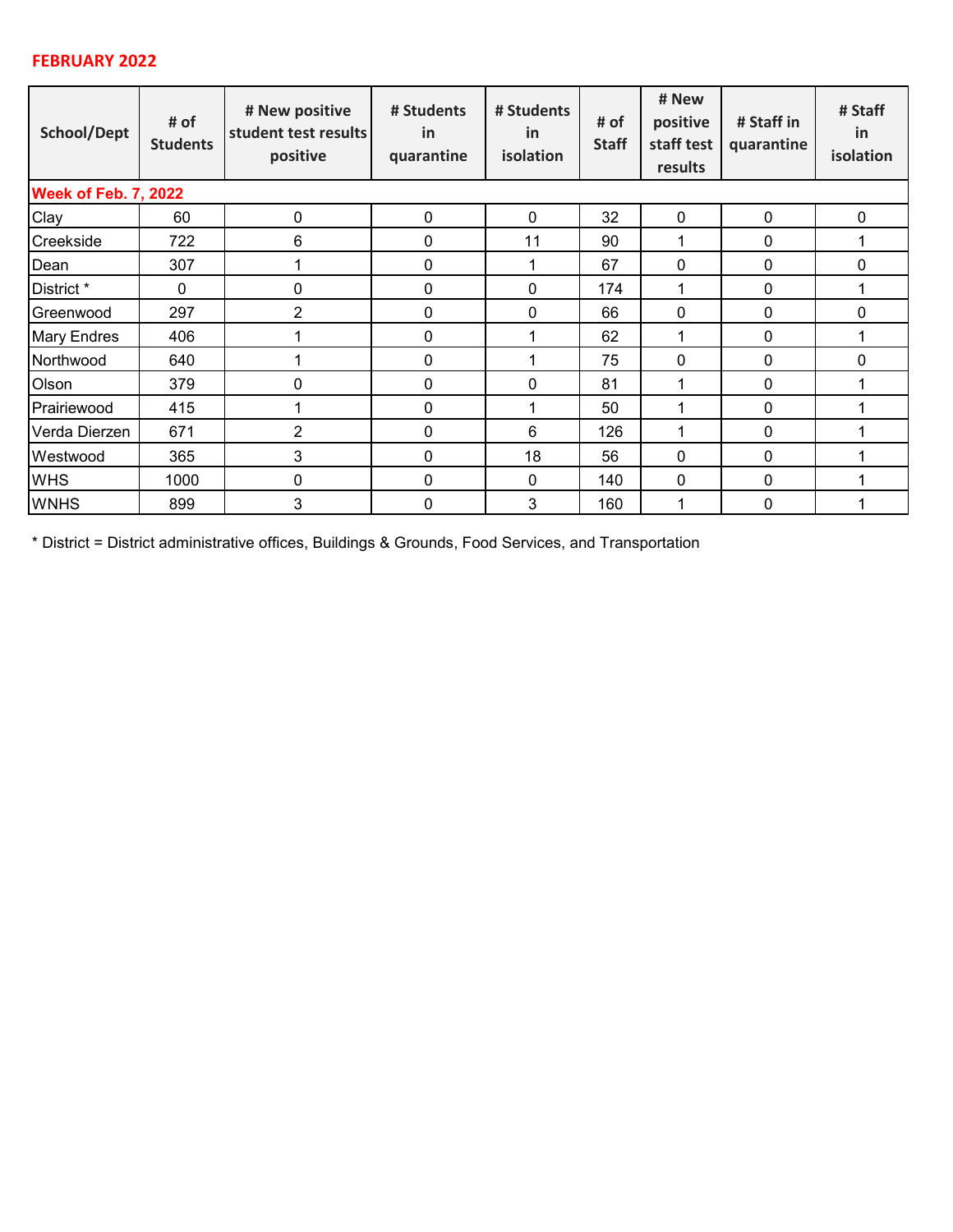**FEBRUARY 2022**

| School/Dept | # of Students | # New positive student test results positive | # Students in quarantine | # Students in isolation | # of Staff | # New positive staff test results | # Staff in quarantine | # Staff in isolation |
|---|---|---|---|---|---|---|---|---|
| **Week of Feb. 7, 2022** | | | | | | | | |
| Clay | 60 | 0 | 0 | 0 | 32 | 0 | 0 | 0 |
| Creekside | 722 | 6 | 0 | 11 | 90 | 1 | 0 | 1 |
| Dean | 307 | 1 | 0 | 1 | 67 | 0 | 0 | 0 |
| District * | 0 | 0 | 0 | 0 | 174 | 1 | 0 | 1 |
| Greenwood | 297 | 2 | 0 | 0 | 66 | 0 | 0 | 0 |
| Mary Endres | 406 | 1 | 0 | 1 | 62 | 1 | 0 | 1 |
| Northwood | 640 | 1 | 0 | 1 | 75 | 0 | 0 | 0 |
| Olson | 379 | 0 | 0 | 0 | 81 | 1 | 0 | 1 |
| Prairiewood | 415 | 1 | 0 | 1 | 50 | 1 | 0 | 1 |
| Verda Dierzen | 671 | 2 | 0 | 6 | 126 | 1 | 0 | 1 |
| Westwood | 365 | 3 | 0 | 18 | 56 | 0 | 0 | 1 |
| WHS | 1000 | 0 | 0 | 0 | 140 | 0 | 0 | 1 |
| WNHS | 899 | 3 | 0 | 3 | 160 | 1 | 0 | 1 |

* District = District administrative offices, Buildings & Grounds, Food Services, and Transportation